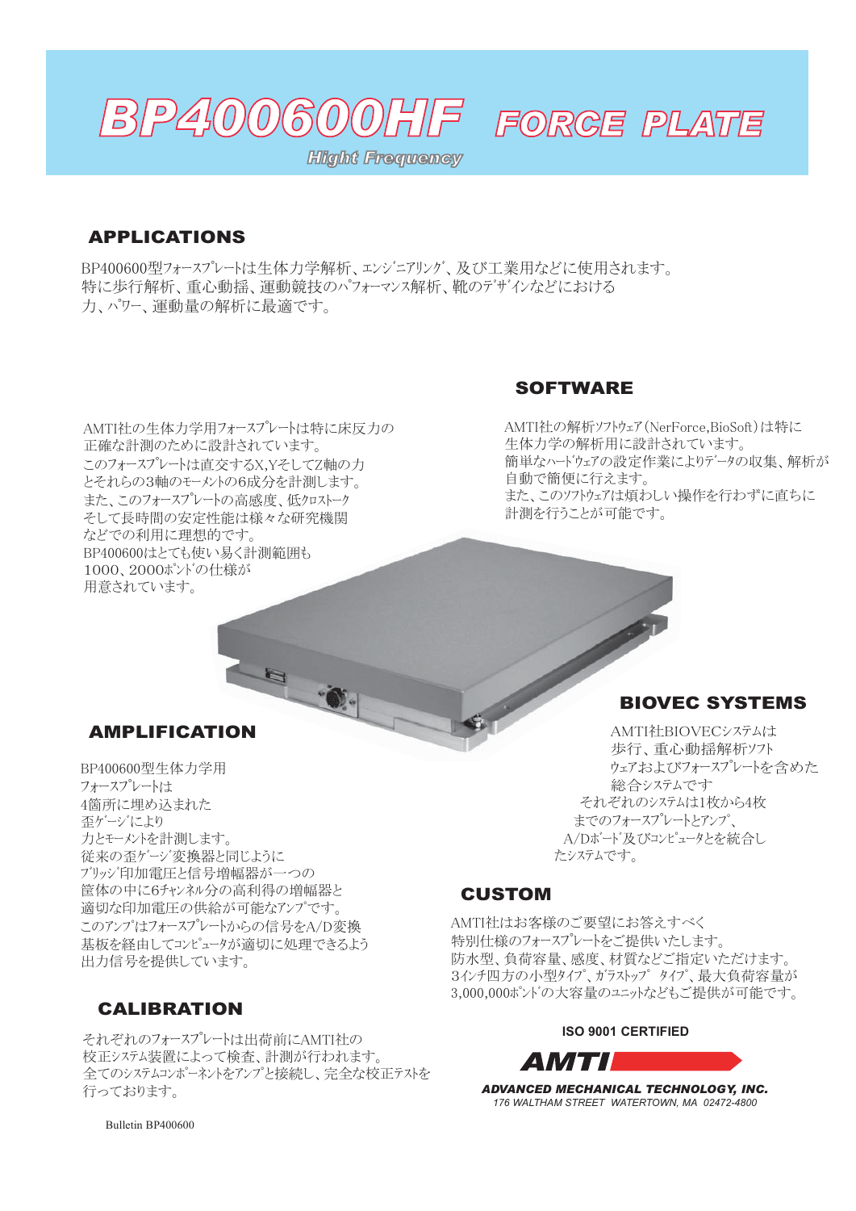# BP400600HF FORCE PLATE

Hight Frequency

## APPLICATIONS

BP400600型ﾌｫｰｽﾌﾟﾚｰﾄは生体力学解析、ｴﾝｼﾞﾆｱﾘﾝｸﾞ、及び工業用などに使用されます。
特に歩行解析、重心動揺、運動競技のﾊﾟﾌｫｰﾏﾝｽ解析、靴のﾃﾞｻﾞｲﾝなどにおける
力、ﾊﾟﾜｰ、運動量の解析に最適です。

AMTI社の生体力学用フォースプレートは特に床反力の
正確な計測のために設計されています。
このフォースプレートは直交するX,YそしてZ軸の力
とそれらの3軸のﾓｰﾒﾝﾄの6成分を計測します。
また、このフォースプレートの高感度、低ｸﾛｽﾄｰｸ
そして長時間の安定性能は様々な研究機関
などでの利用に理想的です。
BP400600はとても使い易く計測範囲も
1000、2000ﾎﾟﾝﾄﾞの仕様が
用意されています。

## SOFTWARE

AMTI社の解析ｿﾌﾄｳｪｱ(NerForce,BioSoft)は特に
生体力学の解析用に設計されています。
簡単なﾊｰﾄﾞｳｪｱの設定作業によりﾃﾞｰﾀの収集、解析が
自動で簡便に行えます。
また、このｿﾌﾄｳｪｱは煩わしい操作を行わずに直ちに
計測を行うことが可能です。

## AMPLIFICATION

BP400600型生体力学用
フォースプレートは
4箇所に埋め込まれた
歪ｹﾞｰｼﾞにより
力とモーメントを計測します。
従来の歪ｹﾞｰｼﾞ変換器と同じように
ﾌﾞﾘｯｼﾞ印加電圧と信号増幅器が一つの
筐体の中に6ﾁｬﾝﾈﾙ分の高利得の増幅器と
適切な印加電圧の供給が可能なｱﾝﾌﾟです。
このｱﾝﾌﾟはフォースプレートからの信号をA/D変換
基板を経由してｺﾝﾋﾟｭｰﾀが適切に処理できるよう
出力信号を提供しています。

## BIOVEC SYSTEMS

AMTI社BIOVECｼｽﾃﾑは
歩行、重心動揺解析ソフト
ウェアおよびフォースプレートを含めた
総合システムです
それぞれのシステムは1枚から4枚
までのフォースプレートとｱﾝﾌﾟ、
A/Dﾎﾞｰﾄﾞ及びｺﾝﾋﾟｭｰﾀとを統合し
たシステムです。

## CALIBRATION

それぞれのフォースプレートは出荷前にAMTI社の
校正システム装置によって検査、計測が行われます。
全てのｼｽﾃﾑｺﾝﾎﾟｰﾈﾝﾄをｱﾝﾌﾟと接続し、完全な校正ﾃｽﾄを
行っております。

## CUSTOM

AMTI社はお客様のご要望にお答えすべく
特別仕様のフォースプレートをご提供いたします。
防水型、負荷容量、感度、材質などご指定いただけます。
3ｲﾝﾁ四方の小型ﾀｲﾌﾟ、ｶﾞﾗｽﾄｯﾌﾟ タイプ、最大負荷容量が
3,000,000ﾎﾟﾝﾄﾞの大容量のﾕﾆｯﾄなどもご提供が可能です。

ISO 9001 CERTIFIED

AMTI

ADVANCED MECHANICAL TECHNOLOGY, INC.
176 WALTHAM STREET WATERTOWN, MA 02472-4800

Bulletin BP400600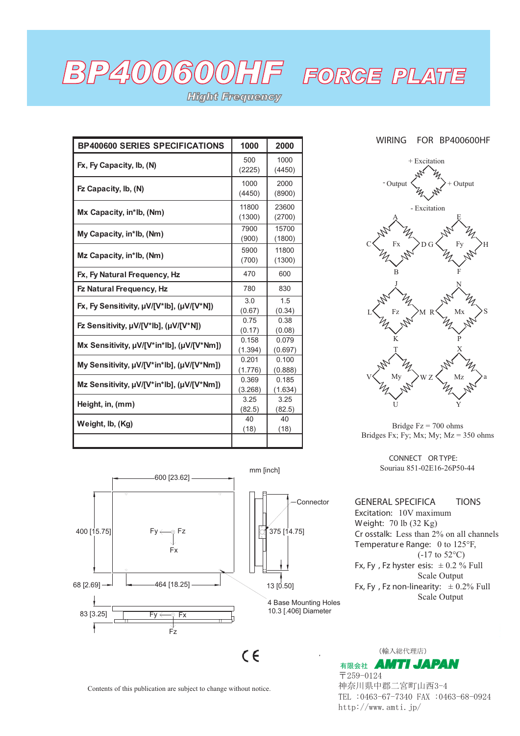# BP400600HF FORCE PLATE

Hight Frequency

| BP400600 SERIES SPECIFICATIONS | 1000 | 2000 |
|---|---|---|
| Fx, Fy Capacity, lb, (N) | 500 (2225) | 1000 (4450) |
| Fz Capacity, lb, (N) | 1000 (4450) | 2000 (8900) |
| Mx Capacity, in*lb, (Nm) | 11800 (1300) | 23600 (2700) |
| My Capacity, in*lb, (Nm) | 7900 (900) | 15700 (1800) |
| Mz Capacity, in*lb, (Nm) | 5900 (700) | 11800 (1300) |
| Fx, Fy Natural Frequency, Hz | 470 | 600 |
| Fz Natural Frequency, Hz | 780 | 830 |
| Fx, Fy Sensitivity, μV/[V*lb], (μV/[V*N]) | 3.0 (0.67) | 1.5 (0.34) |
| Fz Sensitivity, μV/[V*lb], (μV/[V*N]) | 0.75 (0.17) | 0.38 (0.08) |
| Mx Sensitivity, μV/[V*in*lb], (μV/[V*Nm]) | 0.158 (1.394) | 0.079 (0.697) |
| My Sensitivity, μV/[V*in*lb], (μV/[V*Nm]) | 0.201 (1.776) | 0.100 (0.888) |
| Mz Sensitivity, μV/[V*in*lb], (μV/[V*Nm]) | 0.369 (3.268) | 0.185 (1.634) |
| Height, in, (mm) | 3.25 (82.5) | 3.25 (82.5) |
| Weight, lb, (Kg) | 40 (18) | 40 (18) |
| | | |

## WIRING FOR BP400600HF

+ Excitation
- Output
+ Output
- Excitation

A, B, C, D — Fx; E, F, G, H — Fy; J, K, L, M — Fz; N, P, R, S — Mx; T, U, V, W — My; X, Y, Z, a — Mz

Bridge Fz = 700 ohms
Bridges Fx; Fy; Mx; My; Mz = 350 ohms

CONNECTOR TYPE:
Souriau 851-02E16-26P50-44

mm [inch]

600 [23.62]
400 [15.75]
Fy Fz Fx
68 [2.69]
464 [18.25]
83 [3.25]
Connector
375 [14.75]
13 [0.50]
4 Base Mounting Holes
10.3 [.406] Diameter

## GENERAL SPECIFICATIONS

Excitation: 10V maximum
Weight: 70 lb (32 Kg)
Crosstalk: Less than 2% on all channels
Temperature Range: 0 to 125°F, (-17 to 52°C)
Fx, Fy, Fz hysteresis: ± 0.2 % Full Scale Output
Fx, Fy, Fz non-linearity: ± 0.2% Full Scale Output

CE

Contents of this publication are subject to change without notice.

（輸入総代理店）
有限会社 AMTI JAPAN
〒259-0124
神奈川県中郡二宮町山西3-4
TEL :0463-67-7340 FAX :0463-68-0924
http://www.amti.jp/